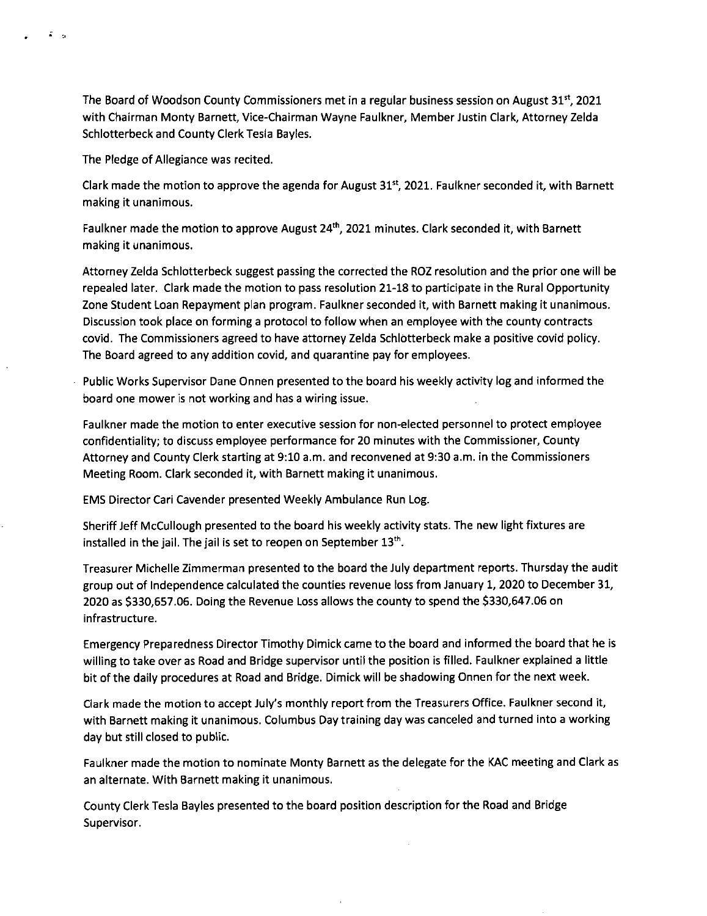The Board of Woodson County Commissioners met in a regular business session on August 31st, 2021 with Chairman Monty Barnett, Vice-Chairman Wayne Faulkner, Member Justin Clark, Attorney Zelda Schlotterbeck and County Clerk Tesla Bayles.

The Pledge of Allegiance was recited.

Clark made the motion to approve the agenda for August 31st, 2021. Faulkner seconded it, with Barnett making it unanimous.

Faulkner made the motion to approve August 24th, 2021 minutes. Clark seconded it, with Barnett making it unanimous.

Attorney Zelda Schlotterbeck suggest passing the corrected the ROZ resolution and the prior one will be repealed later. Clark made the motion to pass resolution 21-18 to participate in the Rural Opportunity Zone Student Loan Repayment plan program. Faulkner seconded it, with Barnett making it unanimous. Discussion took place on forming a protocol to follow when an employee with the county contracts covid. The Commissioners agreed to have attorney Zelda Schlotterbeck make a positive covid policy. The Board agreed to any addition covid, and quarantine pay for employees.

Public Works Supervisor Dane Onnen presented to the board his weekly activity log and informed the board one mower is not working and has a wiring issue.

Faulkner made the motion to enter executive session for non-elected personnel to protect employee confidentiality; to discuss employee performance for 20 minutes with the Commissioner, County Attorney and County Clerk starting at 9:10 a.m. and reconvened at 9:30 a.m. in the Commissioners Meeting Room. Clark seconded it, with Barnett making it unanimous.

EMS Director Cari Cavender presented Weekly Ambulance Run Log.

Sheriff Jeff McCullough presented to the board his weekly activity stats. The new light fixtures are installed in the jail. The jail is set to reopen on September 13th.

Treasurer Michelle Zimmerman presented to the board the July department reports. Thursday the audit group out of Independence calculated the counties revenue loss from January 1, 2020 to December 31, 2020 as $330,657.06. Doing the Revenue Loss allows the county to spend the $330,647.06 on infrastructure.

Emergency Preparedness Director Timothy Dimick came to the board and informed the board that he is willing to take over as Road and Bridge supervisor until the position is filled. Faulkner explained a little bit of the daily procedures at Road and Bridge. Dimick will be shadowing Onnen for the next week.

Clark made the motion to accept July's monthly report from the Treasurers Office. Faulkner second it, with Barnett making it unanimous. Columbus Day training day was canceled and turned into a working day but still closed to public.

Faulkner made the motion to nominate Monty Barnett as the delegate for the KAC meeting and Clark as an alternate. With Barnett making it unanimous.

County Clerk Tesla Bayles presented to the board position description for the Road and Bridge Supervisor.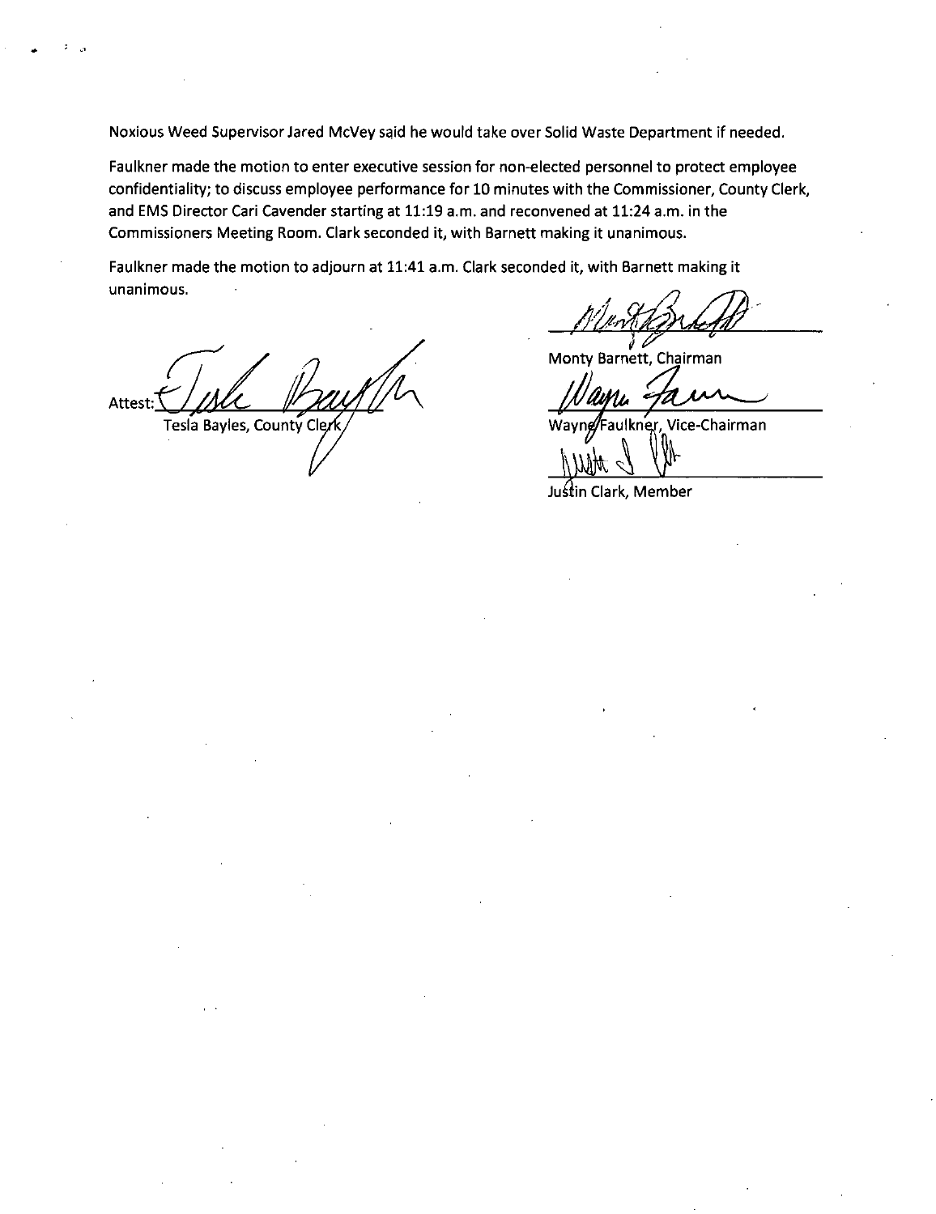Noxious Weed Supervisor Jared McVey said he would take over Solid Waste Department if needed.

Faulkner made the motion to enter executive session for non-elected personnel to protect employee confidentiality; to discuss employee performance for 10 minutes with the Commissioner, County Clerk, and EMS Director Cari Cavender starting at 11:19 a.m. and reconvened at 11:24 a.m. in the Commissioners Meeting Room. Clark seconded it, with Barnett making it unanimous.

Faulkner made the motion to adjourn at 11:41 a.m. Clark seconded it, with Barnett making it unanimous.

Attest: ______________________
Tesla Bayles, County Clerk

______________________
Monty Barnett, Chairman

______________________
Wayne Faulkner, Vice-Chairman

______________________
Justin Clark, Member